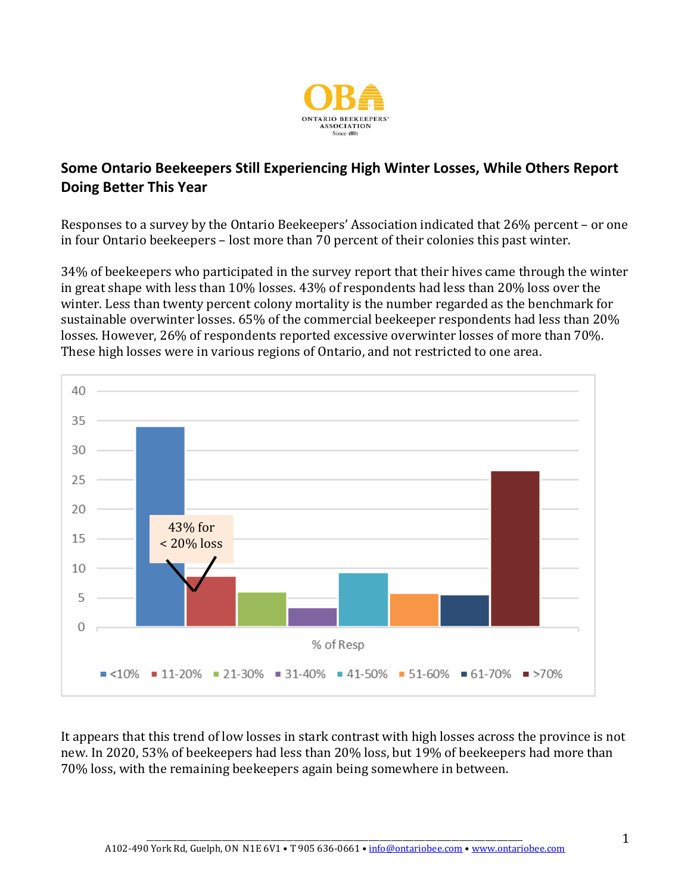**ONTARIO BEEKEEPERS' ASSOCIATION**
Since 1881

## Some Ontario Beekeepers Still Experiencing High Winter Losses, While Others Report Doing Better This Year

Responses to a survey by the Ontario Beekeepers' Association indicated that 26% percent – or one in four Ontario beekeepers – lost more than 70 percent of their colonies this past winter.

34% of beekeepers who participated in the survey report that their hives came through the winter in great shape with less than 10% losses. 43% of respondents had less than 20% loss over the winter. Less than twenty percent colony mortality is the number regarded as the benchmark for sustainable overwinter losses. 65% of the commercial beekeeper respondents had less than 20% losses. However, 26% of respondents reported excessive overwinter losses of more than 70%. These high losses were in various regions of Ontario, and not restricted to one area.

43% for < 20% loss

% of Resp

<10% | 11-20% | 21-30% | 31-40% | 41-50% | 51-60% | 61-70% | >70%

It appears that this trend of low losses in stark contrast with high losses across the province is not new. In 2020, 53% of beekeepers had less than 20% loss, but 19% of beekeepers had more than 70% loss, with the remaining beekeepers again being somewhere in between.

A102-490 York Rd, Guelph, ON N1E 6V1 • T 905 636-0661 • info@ontariobee.com • www.ontariobee.com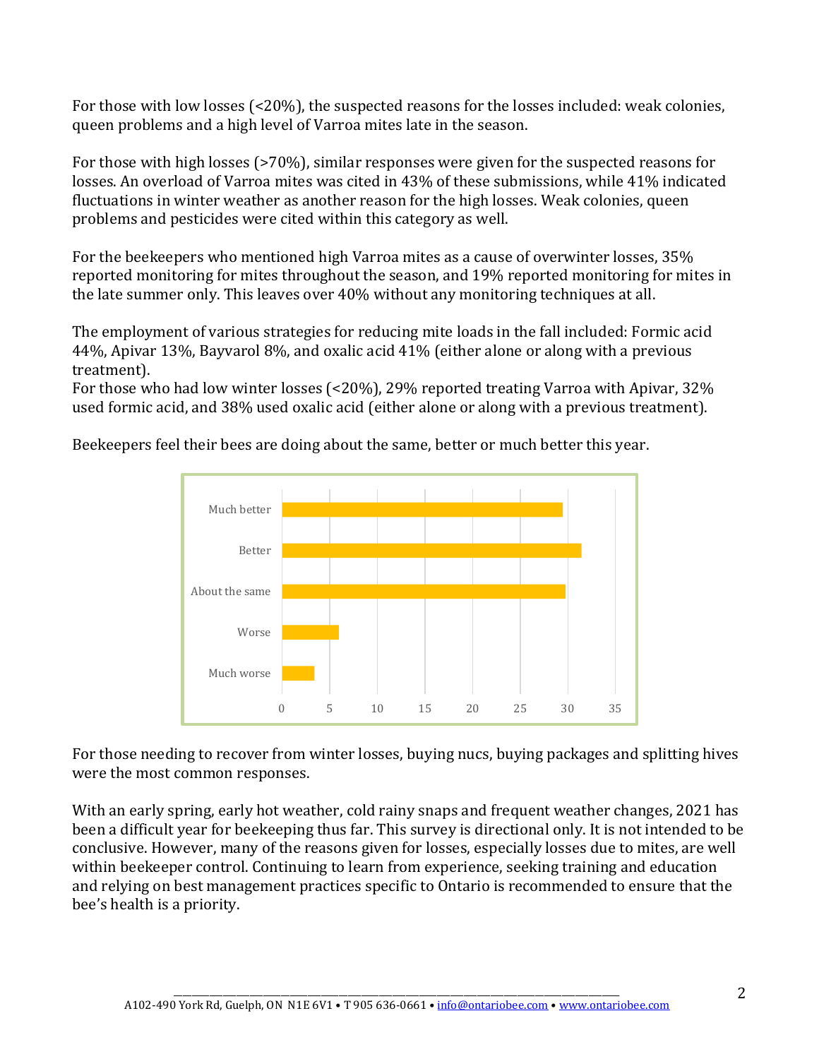For those with low losses (<20%), the suspected reasons for the losses included: weak colonies, queen problems and a high level of Varroa mites late in the season.

For those with high losses (>70%), similar responses were given for the suspected reasons for losses. An overload of Varroa mites was cited in 43% of these submissions, while 41% indicated fluctuations in winter weather as another reason for the high losses. Weak colonies, queen problems and pesticides were cited within this category as well.

For the beekeepers who mentioned high Varroa mites as a cause of overwinter losses, 35% reported monitoring for mites throughout the season, and 19% reported monitoring for mites in the late summer only. This leaves over 40% without any monitoring techniques at all.

The employment of various strategies for reducing mite loads in the fall included: Formic acid 44%, Apivar 13%, Bayvarol 8%, and oxalic acid 41% (either alone or along with a previous treatment).
For those who had low winter losses (<20%), 29% reported treating Varroa with Apivar, 32% used formic acid, and 38% used oxalic acid (either alone or along with a previous treatment).

Beekeepers feel their bees are doing about the same, better or much better this year.

Much better
Better
About the same
Worse
Much worse
0 5 10 15 20 25 30 35

For those needing to recover from winter losses, buying nucs, buying packages and splitting hives were the most common responses.

With an early spring, early hot weather, cold rainy snaps and frequent weather changes, 2021 has been a difficult year for beekeeping thus far. This survey is directional only. It is not intended to be conclusive. However, many of the reasons given for losses, especially losses due to mites, are well within beekeeper control. Continuing to learn from experience, seeking training and education and relying on best management practices specific to Ontario is recommended to ensure that the bee's health is a priority.

A102-490 York Rd, Guelph, ON N1E 6V1 • T 905 636-0661 • info@ontariobee.com • www.ontariobee.com